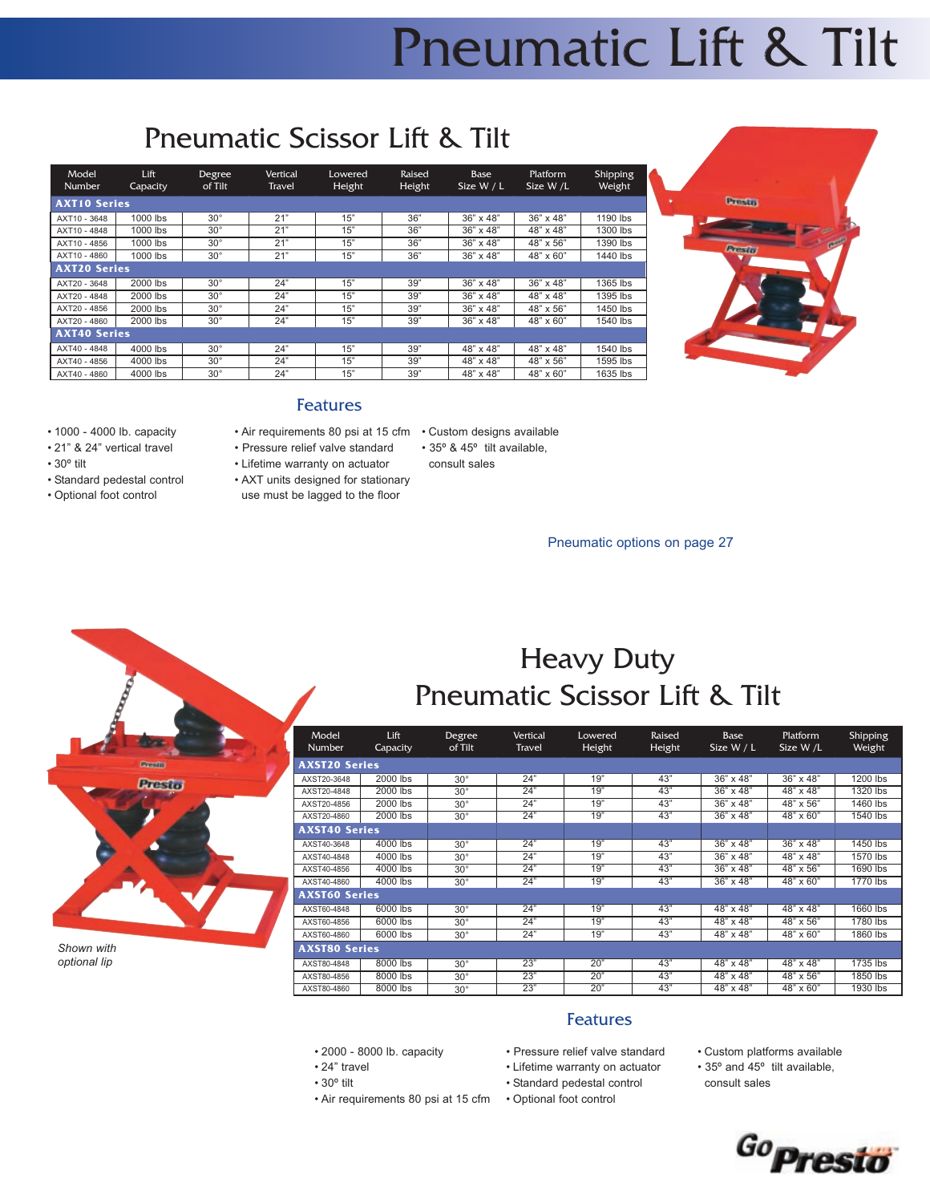# Pneumatic Lift & Tilt

## Pneumatic Scissor Lift & Tilt

| Model Number | Lift Capacity | Degree of Tilt | Vertical Travel | Lowered Height | Raised Height | Base Size W / L | Platform Size W /L | Shipping Weight |
|---|---|---|---|---|---|---|---|---|
| **AXT10 Series** | | | | | | | | |
| AXT10 - 3648 | 1000 lbs | 30° | 21" | 15" | 36" | 36" x 48" | 36" x 48" | 1190 lbs |
| AXT10 - 4848 | 1000 lbs | 30° | 21" | 15" | 36" | 36" x 48" | 48" x 48" | 1300 lbs |
| AXT10 - 4856 | 1000 lbs | 30° | 21" | 15" | 36" | 36" x 48" | 48" x 56" | 1390 lbs |
| AXT10 - 4860 | 1000 lbs | 30° | 21" | 15" | 36" | 36" x 48" | 48" x 60" | 1440 lbs |
| **AXT20 Series** | | | | | | | | |
| AXT20 - 3648 | 2000 lbs | 30° | 24" | 15" | 39" | 36" x 48" | 36" x 48" | 1365 lbs |
| AXT20 - 4848 | 2000 lbs | 30° | 24" | 15" | 39" | 36" x 48" | 48" x 48" | 1395 lbs |
| AXT20 - 4856 | 2000 lbs | 30° | 24" | 15" | 39" | 36" x 48" | 48" x 56" | 1450 lbs |
| AXT20 - 4860 | 2000 lbs | 30° | 24" | 15" | 39" | 36" x 48" | 48" x 60" | 1540 lbs |
| **AXT40 Series** | | | | | | | | |
| AXT40 - 4848 | 4000 lbs | 30° | 24" | 15" | 39" | 48" x 48" | 48" x 48" | 1540 lbs |
| AXT40 - 4856 | 4000 lbs | 30° | 24" | 15" | 39" | 48" x 48" | 48" x 56" | 1595 lbs |
| AXT40 - 4860 | 4000 lbs | 30° | 24" | 15" | 39" | 48" x 48" | 48" x 60" | 1635 lbs |

### Features

- 1000 - 4000 lb. capacity
- 21" & 24" vertical travel
- 30º tilt
- Standard pedestal control
- Optional foot control
- Air requirements 80 psi at 15 cfm
- Pressure relief valve standard
- Lifetime warranty on actuator
- AXT units designed for stationary use must be lagged to the floor
- Custom designs available
- 35º & 45º tilt available, consult sales

Pneumatic options on page 27

## Heavy Duty Pneumatic Scissor Lift & Tilt

*Shown with optional lip*

| Model Number | Lift Capacity | Degree of Tilt | Vertical Travel | Lowered Height | Raised Height | Base Size W / L | Platform Size W /L | Shipping Weight |
|---|---|---|---|---|---|---|---|---|
| **AXST20 Series** | | | | | | | | |
| AXST20-3648 | 2000 lbs | 30° | 24" | 19" | 43" | 36" x 48" | 36" x 48" | 1200 lbs |
| AXST20-4848 | 2000 lbs | 30° | 24" | 19" | 43" | 36" x 48" | 48" x 48" | 1320 lbs |
| AXST20-4856 | 2000 lbs | 30° | 24" | 19" | 43" | 36" x 48" | 48" x 56" | 1460 lbs |
| AXST20-4860 | 2000 lbs | 30° | 24" | 19" | 43" | 36" x 48" | 48" x 60" | 1540 lbs |
| **AXST40 Series** | | | | | | | | |
| AXST40-3648 | 4000 lbs | 30° | 24" | 19" | 43" | 36" x 48" | 36" x 48" | 1450 lbs |
| AXST40-4848 | 4000 lbs | 30° | 24" | 19" | 43" | 36" x 48" | 48" x 48" | 1570 lbs |
| AXST40-4856 | 4000 lbs | 30° | 24" | 19" | 43" | 36" x 48" | 48" x 56" | 1690 lbs |
| AXST40-4860 | 4000 lbs | 30° | 24" | 19" | 43" | 36" x 48" | 48" x 60" | 1770 lbs |
| **AXST60 Series** | | | | | | | | |
| AXST60-4848 | 6000 lbs | 30° | 24" | 19" | 43" | 48" x 48" | 48" x 48" | 1660 lbs |
| AXST60-4856 | 6000 lbs | 30° | 24" | 19" | 43" | 48" x 48" | 48" x 56" | 1780 lbs |
| AXST60-4860 | 6000 lbs | 30° | 24" | 19" | 43" | 48" x 48" | 48" x 60" | 1860 lbs |
| **AXST80 Series** | | | | | | | | |
| AXST80-4848 | 8000 lbs | 30° | 23" | 20" | 43" | 48" x 48" | 48" x 48" | 1735 lbs |
| AXST80-4856 | 8000 lbs | 30° | 23" | 20" | 43" | 48" x 48" | 48" x 56" | 1850 lbs |
| AXST80-4860 | 8000 lbs | 30° | 23" | 20" | 43" | 48" x 48" | 48" x 60" | 1930 lbs |

### Features

- 2000 - 8000 lb. capacity
- 24" travel
- 30º tilt
- Air requirements 80 psi at 15 cfm
- Pressure relief valve standard
- Lifetime warranty on actuator
- Standard pedestal control
- Optional foot control
- Custom platforms available
- 35º and 45º tilt available, consult sales

GoPresto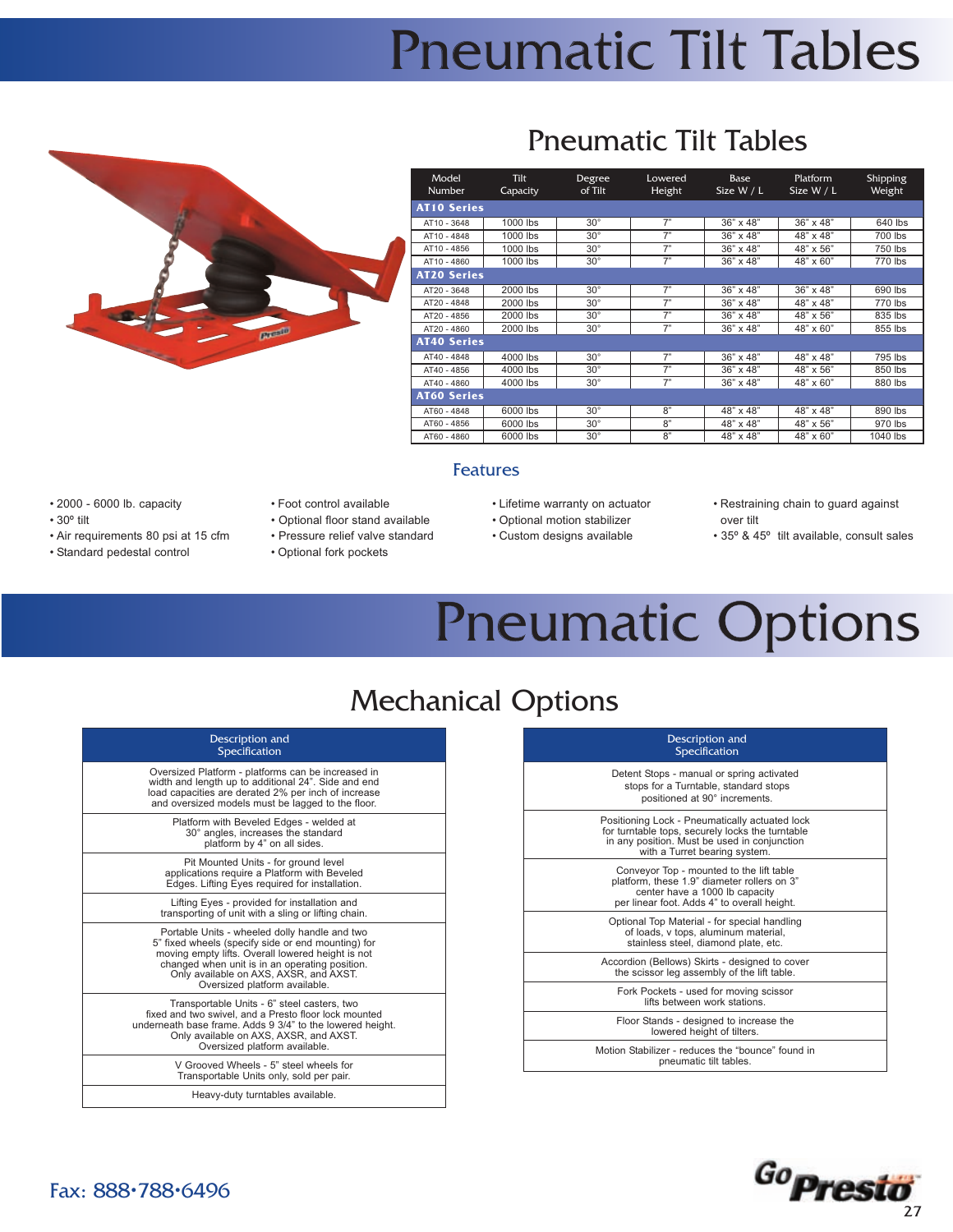# Pneumatic Tilt Tables

## Pneumatic Tilt Tables

| Model Number | Tilt Capacity | Degree of Tilt | Lowered Height | Base Size W / L | Platform Size W / L | Shipping Weight |
|---|---|---|---|---|---|---|
| **AT10 Series** | | | | | | |
| AT10 - 3648 | 1000 lbs | 30° | 7" | 36" x 48" | 36" x 48" | 640 lbs |
| AT10 - 4848 | 1000 lbs | 30° | 7" | 36" x 48" | 48" x 48" | 700 lbs |
| AT10 - 4856 | 1000 lbs | 30° | 7" | 36" x 48" | 48" x 56" | 750 lbs |
| AT10 - 4860 | 1000 lbs | 30° | 7" | 36" x 48" | 48" x 60" | 770 lbs |
| **AT20 Series** | | | | | | |
| AT20 - 3648 | 2000 lbs | 30° | 7" | 36" x 48" | 36" x 48" | 690 lbs |
| AT20 - 4848 | 2000 lbs | 30° | 7" | 36" x 48" | 48" x 48" | 770 lbs |
| AT20 - 4856 | 2000 lbs | 30° | 7" | 36" x 48" | 48" x 56" | 835 lbs |
| AT20 - 4860 | 2000 lbs | 30° | 7" | 36" x 48" | 48" x 60" | 855 lbs |
| **AT40 Series** | | | | | | |
| AT40 - 4848 | 4000 lbs | 30° | 7" | 36" x 48" | 48" x 48" | 795 lbs |
| AT40 - 4856 | 4000 lbs | 30° | 7" | 36" x 48" | 48" x 56" | 850 lbs |
| AT40 - 4860 | 4000 lbs | 30° | 7" | 36" x 48" | 48" x 60" | 880 lbs |
| **AT60 Series** | | | | | | |
| AT60 - 4848 | 6000 lbs | 30° | 8" | 48" x 48" | 48" x 48" | 890 lbs |
| AT60 - 4856 | 6000 lbs | 30° | 8" | 48" x 48" | 48" x 56" | 970 lbs |
| AT60 - 4860 | 6000 lbs | 30° | 8" | 48" x 48" | 48" x 60" | 1040 lbs |

### Features

- 2000 - 6000 lb. capacity
- 30º tilt
- Air requirements 80 psi at 15 cfm
- Standard pedestal control
- Foot control available
- Optional floor stand available
- Pressure relief valve standard
- Optional fork pockets
- Lifetime warranty on actuator
- Optional motion stabilizer
- Custom designs available
- Restraining chain to guard against over tilt
- 35º & 45º tilt available, consult sales

# Pneumatic Options

## Mechanical Options

| Description and Specification |
|---|
| Oversized Platform - platforms can be increased in width and length up to additional 24". Side and end load capacities are derated 2% per inch of increase and oversized models must be lagged to the floor. |
| Platform with Beveled Edges - welded at 30° angles, increases the standard platform by 4" on all sides. |
| Pit Mounted Units - for ground level applications require a Platform with Beveled Edges. Lifting Eyes required for installation. |
| Lifting Eyes - provided for installation and transporting of unit with a sling or lifting chain. |
| Portable Units - wheeled dolly handle and two 5" fixed wheels (specify side or end mounting) for moving empty lifts. Overall lowered height is not changed when unit is in an operating position. Only available on AXS, AXSR, and AXST. Oversized platform available. |
| Transportable Units - 6" steel casters, two fixed and two swivel, and a Presto floor lock mounted underneath base frame. Adds 9 3/4" to the lowered height. Only available on AXS, AXSR, and AXST. Oversized platform available. |
| V Grooved Wheels - 5" steel wheels for Transportable Units only, sold per pair. |
| Heavy-duty turntables available. |

| Description and Specification |
|---|
| Detent Stops - manual or spring activated stops for a Turntable, standard stops positioned at 90° increments. |
| Positioning Lock - Pneumatically actuated lock for turntable tops, securely locks the turntable in any position. Must be used in conjunction with a Turret bearing system. |
| Conveyor Top - mounted to the lift table platform, these 1.9" diameter rollers on 3" center have a 1000 lb capacity per linear foot. Adds 4" to overall height. |
| Optional Top Material - for special handling of loads, v tops, aluminum material, stainless steel, diamond plate, etc. |
| Accordion (Bellows) Skirts - designed to cover the scissor leg assembly of the lift table. |
| Fork Pockets - used for moving scissor lifts between work stations. |
| Floor Stands - designed to increase the lowered height of tilters. |
| Motion Stabilizer - reduces the "bounce" found in pneumatic tilt tables. |

Fax: 888·788·6496

GoPresto